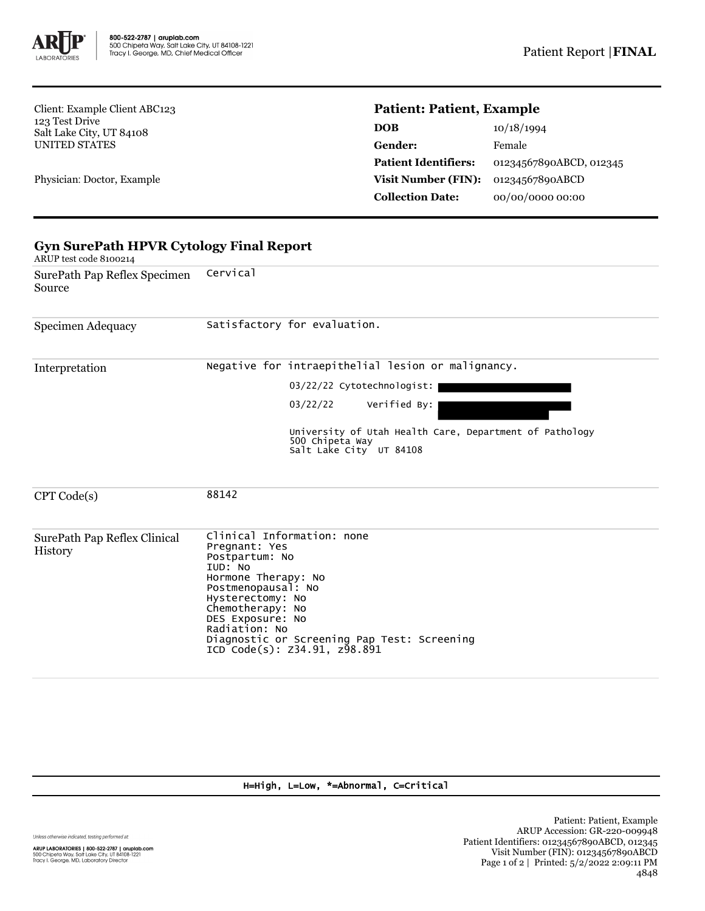800-522-2787 | aruplab.com
500 Chipeta Way, Salt Lake City, UT 84108-1221
Tracy I. George, MD, Chief Medical Officer

Patient Report | **FINAL**

Client: Example Client ABC123
123 Test Drive
Salt Lake City, UT 84108
UNITED STATES

Physician: Doctor, Example

**Patient: Patient, Example**

| | |
|---|---|
| **DOB** | 10/18/1994 |
| **Gender:** | Female |
| **Patient Identifiers:** | 01234567890ABCD, 012345 |
| **Visit Number (FIN):** | 01234567890ABCD |
| **Collection Date:** | 00/00/0000 00:00 |

## Gyn SurePath HPVR Cytology Final Report

ARUP test code 8100214

| | |
|---|---|
| SurePath Pap Reflex Specimen Source | Cervical |
| Specimen Adequacy | Satisfactory for evaluation. |
| Interpretation | Negative for intraepithelial lesion or malignancy.<br>03/22/22 Cytotechnologist: [redacted]<br>03/22/22 Verified By: [redacted]<br>University of Utah Health Care, Department of Pathology<br>500 Chipeta Way<br>Salt Lake City UT 84108 |
| CPT Code(s) | 88142 |
| SurePath Pap Reflex Clinical History | Clinical Information: none<br>Pregnant: Yes<br>Postpartum: No<br>IUD: No<br>Hormone Therapy: No<br>Postmenopausal: No<br>Hysterectomy: No<br>Chemotherapy: No<br>DES Exposure: No<br>Radiation: No<br>Diagnostic or Screening Pap Test: Screening<br>ICD Code(s): Z34.91, z98.891 |

H=High, L=Low, *=Abnormal, C=Critical

Unless otherwise indicated, testing performed at:

**ARUP LABORATORIES | 800-522-2787 | aruplab.com**
500 Chipeta Way, Salt Lake City, UT 84108-1221
Tracy I. George, MD, Laboratory Director

Patient: Patient, Example
ARUP Accession: GR-220-009948
Patient Identifiers: 01234567890ABCD, 012345
Visit Number (FIN): 01234567890ABCD
Printed: 5/2/2022 2:09:11 PM
4848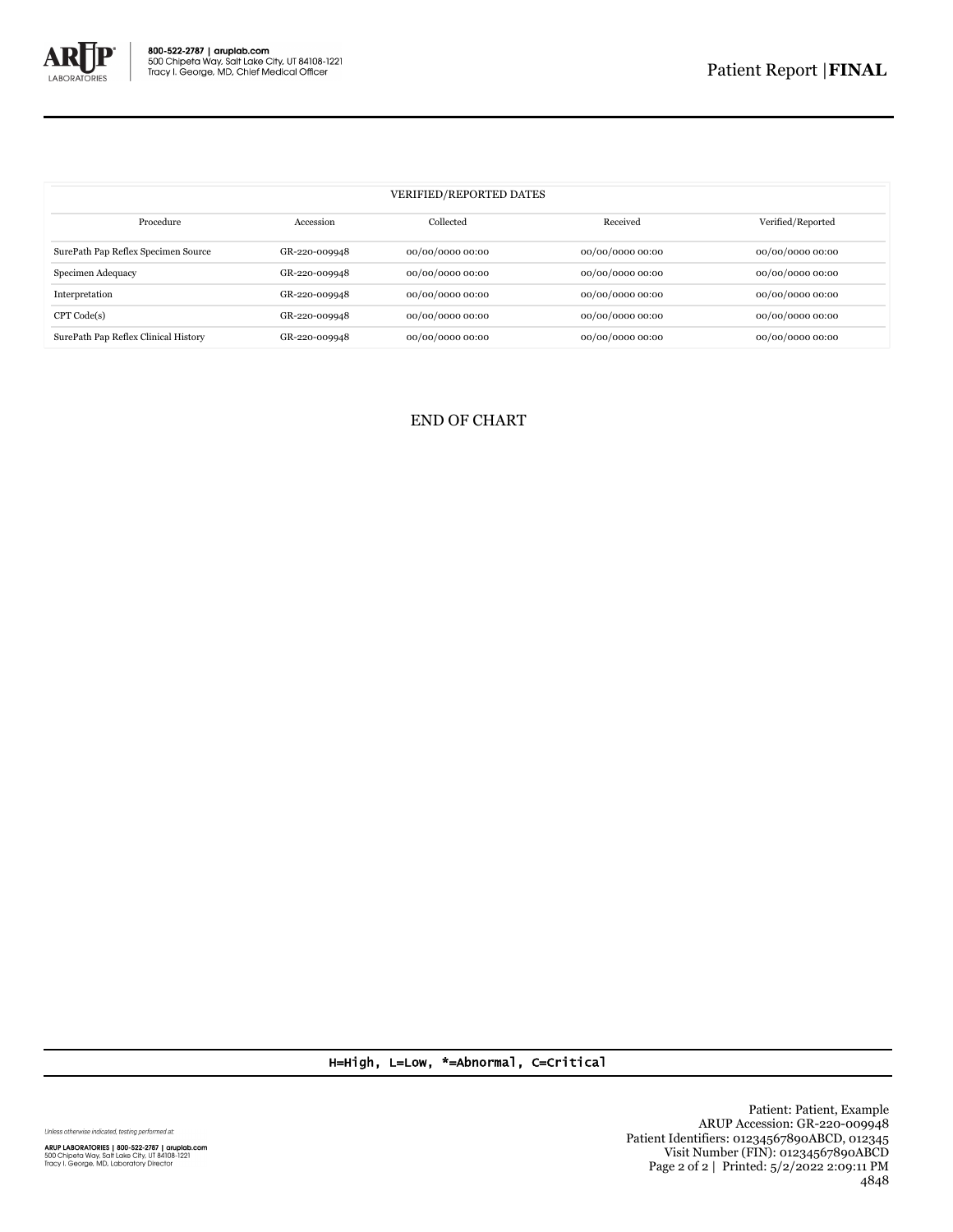| VERIFIED/REPORTED DATES | | | | |
| --- | --- | --- | --- | --- |
| Procedure | Accession | Collected | Received | Verified/Reported |
| SurePath Pap Reflex Specimen Source | GR-220-009948 | 00/00/0000 00:00 | 00/00/0000 00:00 | 00/00/0000 00:00 |
| Specimen Adequacy | GR-220-009948 | 00/00/0000 00:00 | 00/00/0000 00:00 | 00/00/0000 00:00 |
| Interpretation | GR-220-009948 | 00/00/0000 00:00 | 00/00/0000 00:00 | 00/00/0000 00:00 |
| CPT Code(s) | GR-220-009948 | 00/00/0000 00:00 | 00/00/0000 00:00 | 00/00/0000 00:00 |
| SurePath Pap Reflex Clinical History | GR-220-009948 | 00/00/0000 00:00 | 00/00/0000 00:00 | 00/00/0000 00:00 |

END OF CHART

H=High, L=Low, *=Abnormal, C=Critical